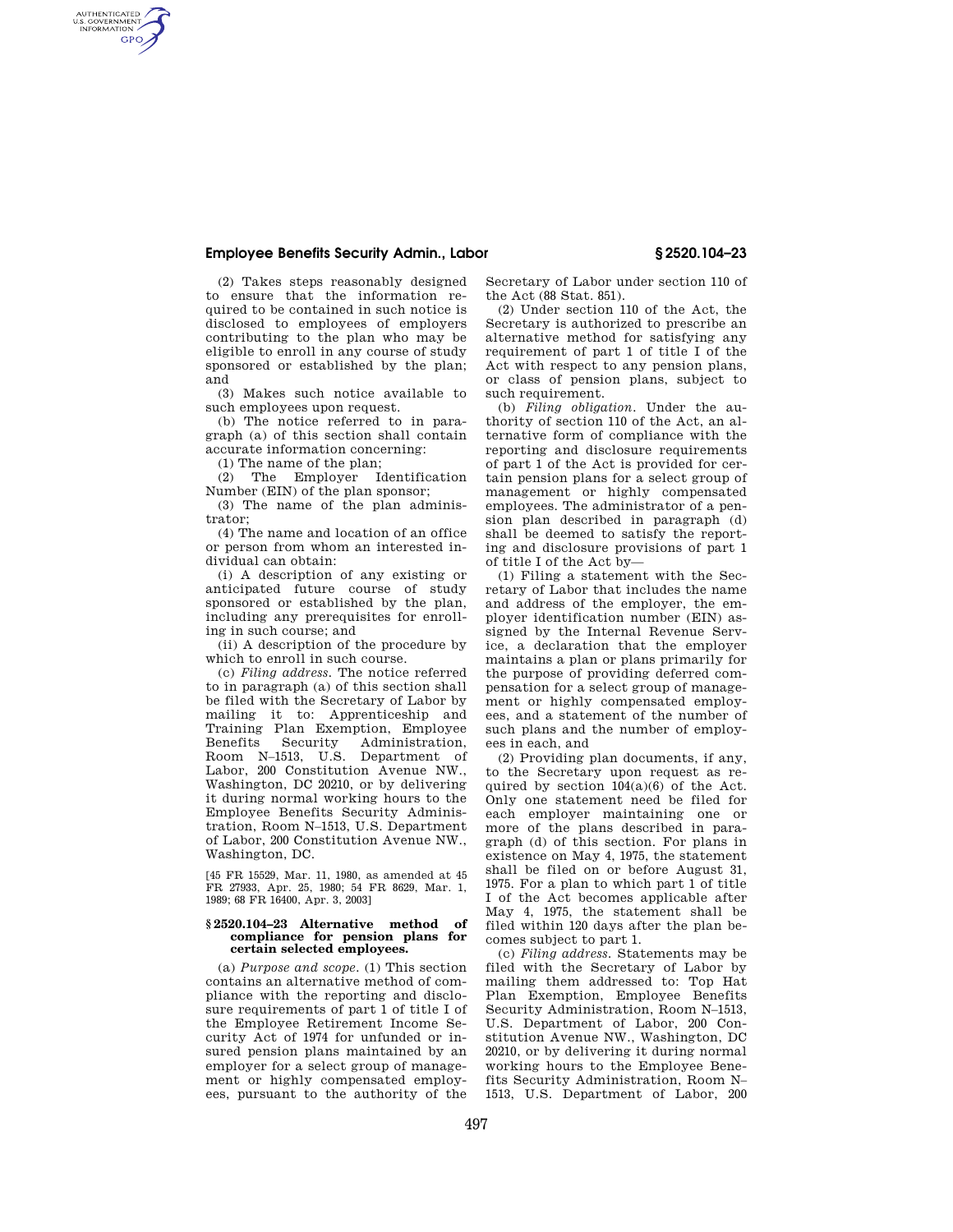(2) Takes steps reasonably designed to ensure that the information required to be contained in such notice is disclosed to employees of employers contributing to the plan who may be eligible to enroll in any course of study sponsored or established by the plan; and

(3) Makes such notice available to such employees upon request.

(b) The notice referred to in paragraph (a) of this section shall contain accurate information concerning:

(1) The name of the plan;

(2) The Employer Identification Number (EIN) of the plan sponsor;

(3) The name of the plan administrator;

(4) The name and location of an office or person from whom an interested individual can obtain:

(i) A description of any existing or anticipated future course of study sponsored or established by the plan, including any prerequisites for enrolling in such course; and

(ii) A description of the procedure by which to enroll in such course.

(c) *Filing address.* The notice referred to in paragraph (a) of this section shall be filed with the Secretary of Labor by mailing it to: Apprenticeship and Training Plan Exemption, Employee Benefits Security Administration, Room N–1513, U.S. Department of Labor, 200 Constitution Avenue NW., Washington, DC 20210, or by delivering it during normal working hours to the Employee Benefits Security Administration, Room N–1513, U.S. Department of Labor, 200 Constitution Avenue NW., Washington, DC.

[45 FR 15529, Mar. 11, 1980, as amended at 45 FR 27933, Apr. 25, 1980; 54 FR 8629, Mar. 1, 1989; 68 FR 16400, Apr. 3, 2003]

### § 2520.104–23 Alternative method of compliance for pension plans for certain selected employees.

(a) *Purpose and scope.* (1) This section contains an alternative method of compliance with the reporting and disclosure requirements of part 1 of title I of the Employee Retirement Income Security Act of 1974 for unfunded or insured pension plans maintained by an employer for a select group of management or highly compensated employees, pursuant to the authority of the Secretary of Labor under section 110 of the Act (88 Stat. 851).

(2) Under section 110 of the Act, the Secretary is authorized to prescribe an alternative method for satisfying any requirement of part 1 of title I of the Act with respect to any pension plans, or class of pension plans, subject to such requirement.

(b) *Filing obligation.* Under the authority of section 110 of the Act, an alternative form of compliance with the reporting and disclosure requirements of part 1 of the Act is provided for certain pension plans for a select group of management or highly compensated employees. The administrator of a pension plan described in paragraph (d) shall be deemed to satisfy the reporting and disclosure provisions of part 1 of title I of the Act by—

(1) Filing a statement with the Secretary of Labor that includes the name and address of the employer, the employer identification number (EIN) assigned by the Internal Revenue Service, a declaration that the employer maintains a plan or plans primarily for the purpose of providing deferred compensation for a select group of management or highly compensated employees, and a statement of the number of such plans and the number of employees in each, and

(2) Providing plan documents, if any, to the Secretary upon request as required by section 104(a)(6) of the Act. Only one statement need be filed for each employer maintaining one or more of the plans described in paragraph (d) of this section. For plans in existence on May 4, 1975, the statement shall be filed on or before August 31, 1975. For a plan to which part 1 of title I of the Act becomes applicable after May 4, 1975, the statement shall be filed within 120 days after the plan becomes subject to part 1.

(c) *Filing address.* Statements may be filed with the Secretary of Labor by mailing them addressed to: Top Hat Plan Exemption, Employee Benefits Security Administration, Room N–1513, U.S. Department of Labor, 200 Constitution Avenue NW., Washington, DC 20210, or by delivering it during normal working hours to the Employee Benefits Security Administration, Room N–1513, U.S. Department of Labor, 200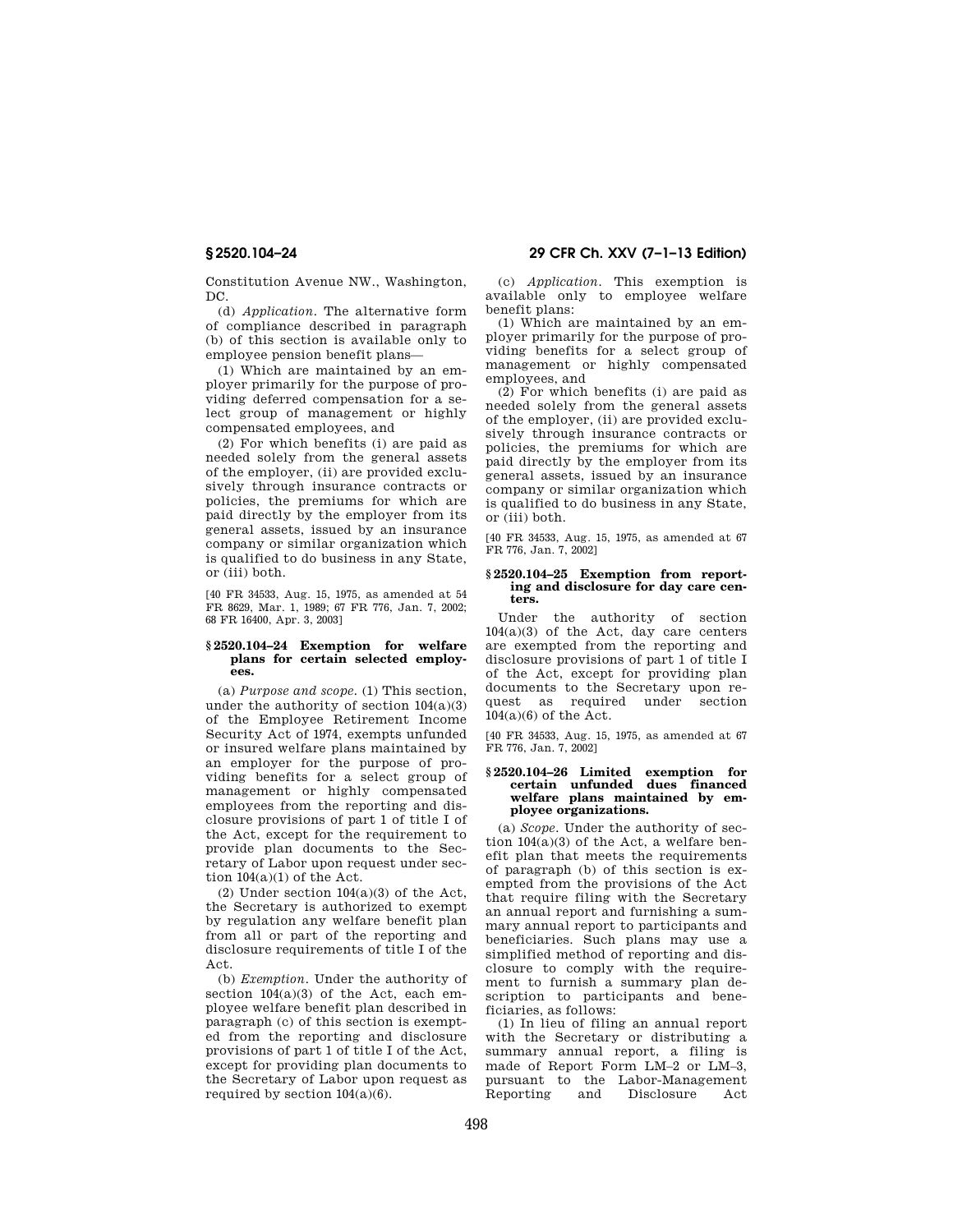Constitution Avenue NW., Washington, DC.

(d) *Application.* The alternative form of compliance described in paragraph (b) of this section is available only to employee pension benefit plans—

(1) Which are maintained by an employer primarily for the purpose of providing deferred compensation for a select group of management or highly compensated employees, and

(2) For which benefits (i) are paid as needed solely from the general assets of the employer, (ii) are provided exclusively through insurance contracts or policies, the premiums for which are paid directly by the employer from its general assets, issued by an insurance company or similar organization which is qualified to do business in any State, or (iii) both.

[40 FR 34533, Aug. 15, 1975, as amended at 54 FR 8629, Mar. 1, 1989; 67 FR 776, Jan. 7, 2002; 68 FR 16400, Apr. 3, 2003]

### § 2520.104–24 Exemption for welfare plans for certain selected employees.

(a) *Purpose and scope.* (1) This section, under the authority of section 104(a)(3) of the Employee Retirement Income Security Act of 1974, exempts unfunded or insured welfare plans maintained by an employer for the purpose of providing benefits for a select group of management or highly compensated employees from the reporting and disclosure provisions of part 1 of title I of the Act, except for the requirement to provide plan documents to the Secretary of Labor upon request under section 104(a)(1) of the Act.

(2) Under section 104(a)(3) of the Act, the Secretary is authorized to exempt by regulation any welfare benefit plan from all or part of the reporting and disclosure requirements of title I of the Act.

(b) *Exemption.* Under the authority of section 104(a)(3) of the Act, each employee welfare benefit plan described in paragraph (c) of this section is exempted from the reporting and disclosure provisions of part 1 of title I of the Act, except for providing plan documents to the Secretary of Labor upon request as required by section 104(a)(6).

(c) *Application.* This exemption is available only to employee welfare benefit plans:

(1) Which are maintained by an employer primarily for the purpose of providing benefits for a select group of management or highly compensated employees, and

(2) For which benefits (i) are paid as needed solely from the general assets of the employer, (ii) are provided exclusively through insurance contracts or policies, the premiums for which are paid directly by the employer from its general assets, issued by an insurance company or similar organization which is qualified to do business in any State, or (iii) both.

[40 FR 34533, Aug. 15, 1975, as amended at 67 FR 776, Jan. 7, 2002]

### § 2520.104–25 Exemption from reporting and disclosure for day care centers.

Under the authority of section 104(a)(3) of the Act, day care centers are exempted from the reporting and disclosure provisions of part 1 of title I of the Act, except for providing plan documents to the Secretary upon request as required under section 104(a)(6) of the Act.

[40 FR 34533, Aug. 15, 1975, as amended at 67 FR 776, Jan. 7, 2002]

### § 2520.104–26 Limited exemption for certain unfunded dues financed welfare plans maintained by employee organizations.

(a) *Scope.* Under the authority of section 104(a)(3) of the Act, a welfare benefit plan that meets the requirements of paragraph (b) of this section is exempted from the provisions of the Act that require filing with the Secretary an annual report and furnishing a summary annual report to participants and beneficiaries. Such plans may use a simplified method of reporting and disclosure to comply with the requirement to furnish a summary plan description to participants and beneficiaries, as follows:

(1) In lieu of filing an annual report with the Secretary or distributing a summary annual report, a filing is made of Report Form LM–2 or LM–3, pursuant to the Labor-Management Reporting and Disclosure Act